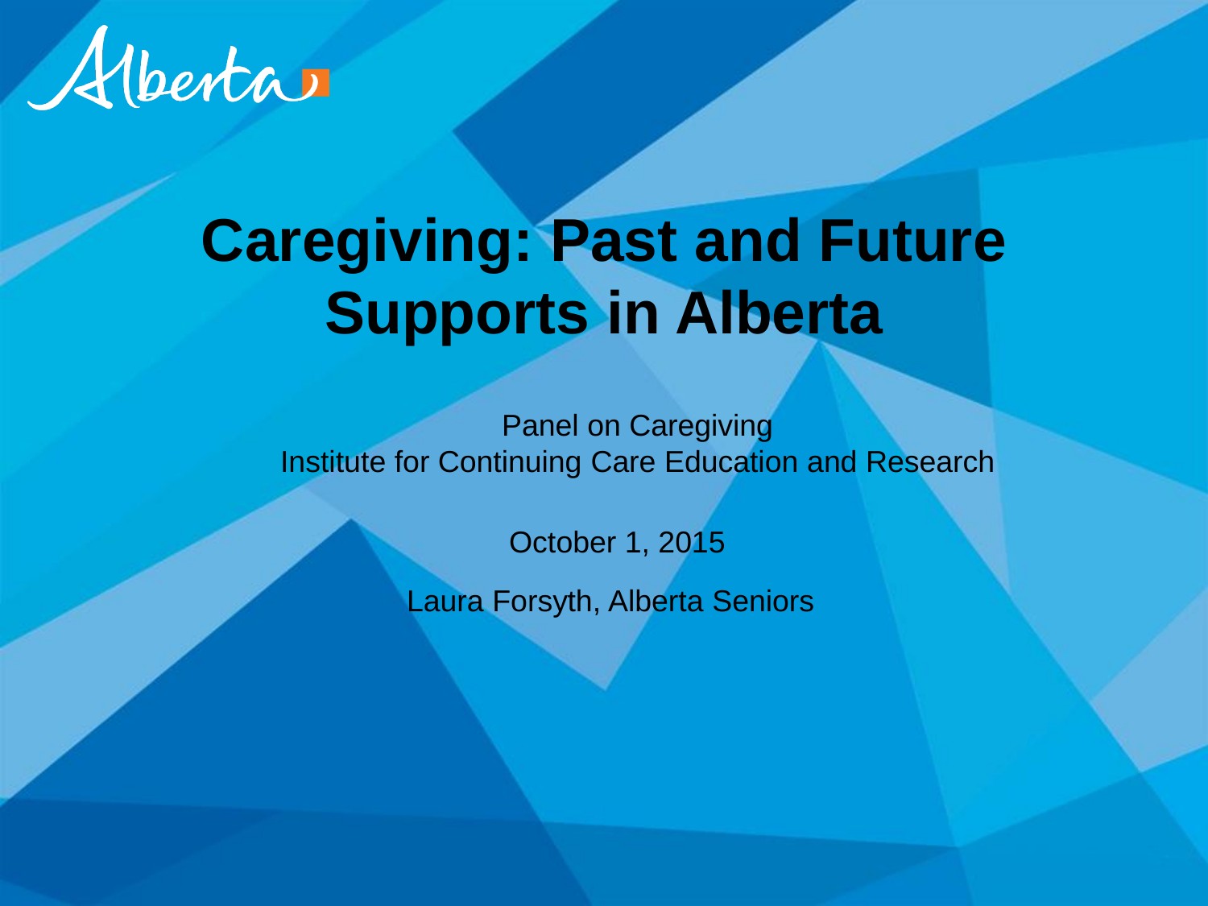Alberta

# Caregiving: Past and Future Supports in Alberta

Panel on Caregiving
Institute for Continuing Care Education and Research

October 1, 2015

Laura Forsyth, Alberta Seniors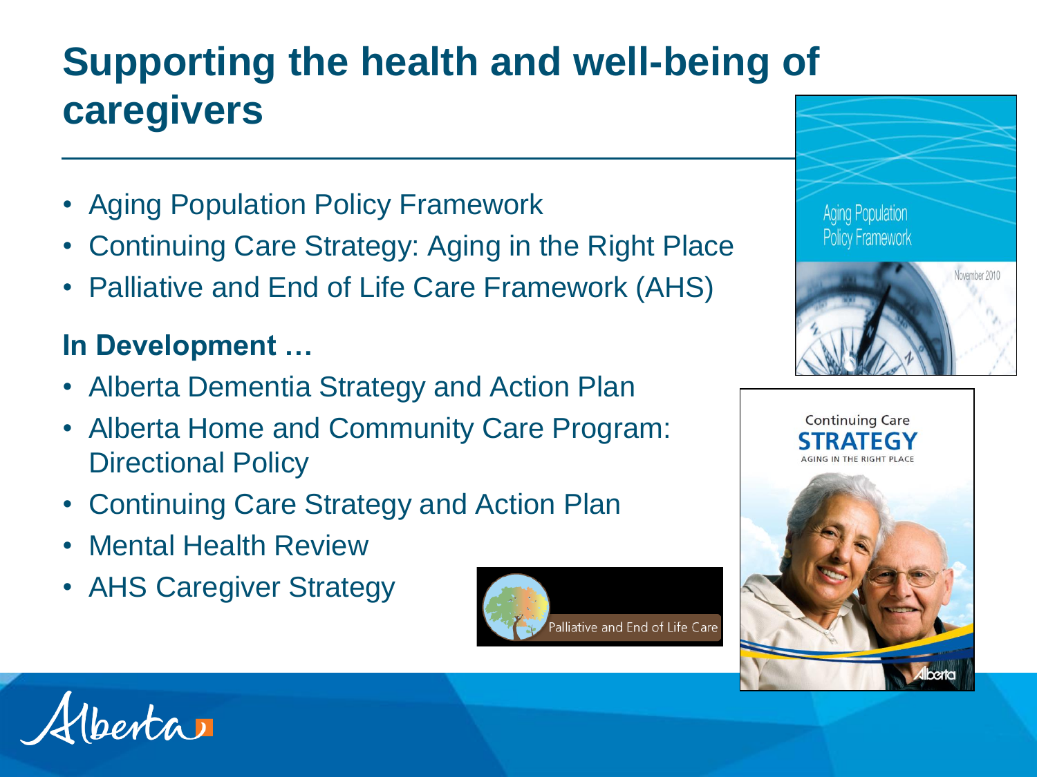# Supporting the health and well-being of caregivers

- Aging Population Policy Framework
- Continuing Care Strategy: Aging in the Right Place
- Palliative and End of Life Care Framework (AHS)

## In Development …

- Alberta Dementia Strategy and Action Plan
- Alberta Home and Community Care Program: Directional Policy
- Continuing Care Strategy and Action Plan
- Mental Health Review
- AHS Caregiver Strategy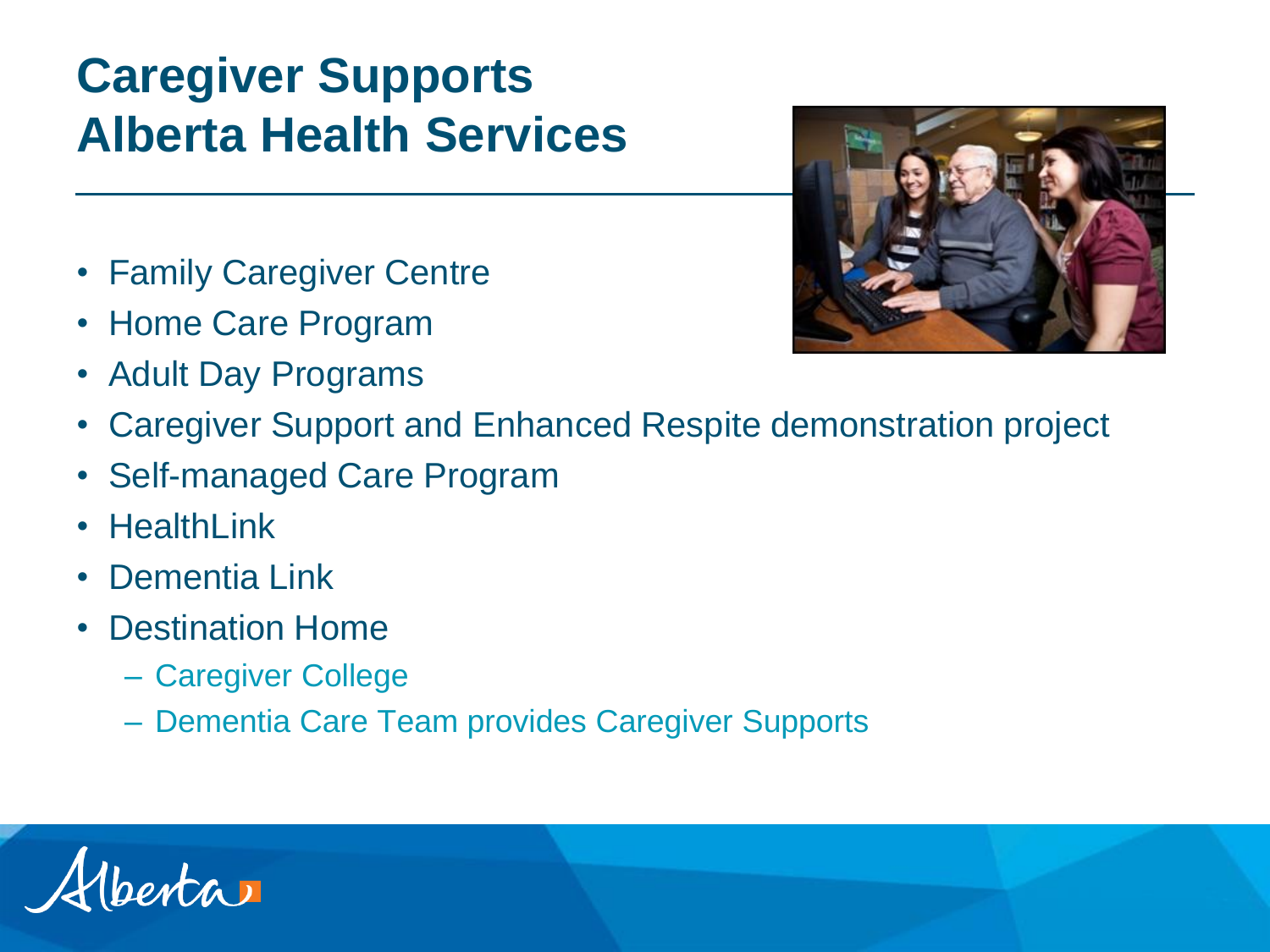# Caregiver Supports
# Alberta Health Services

- Family Caregiver Centre
- Home Care Program
- Adult Day Programs
- Caregiver Support and Enhanced Respite demonstration project
- Self-managed Care Program
- HealthLink
- Dementia Link
- Destination Home
  - Caregiver College
  - Dementia Care Team provides Caregiver Supports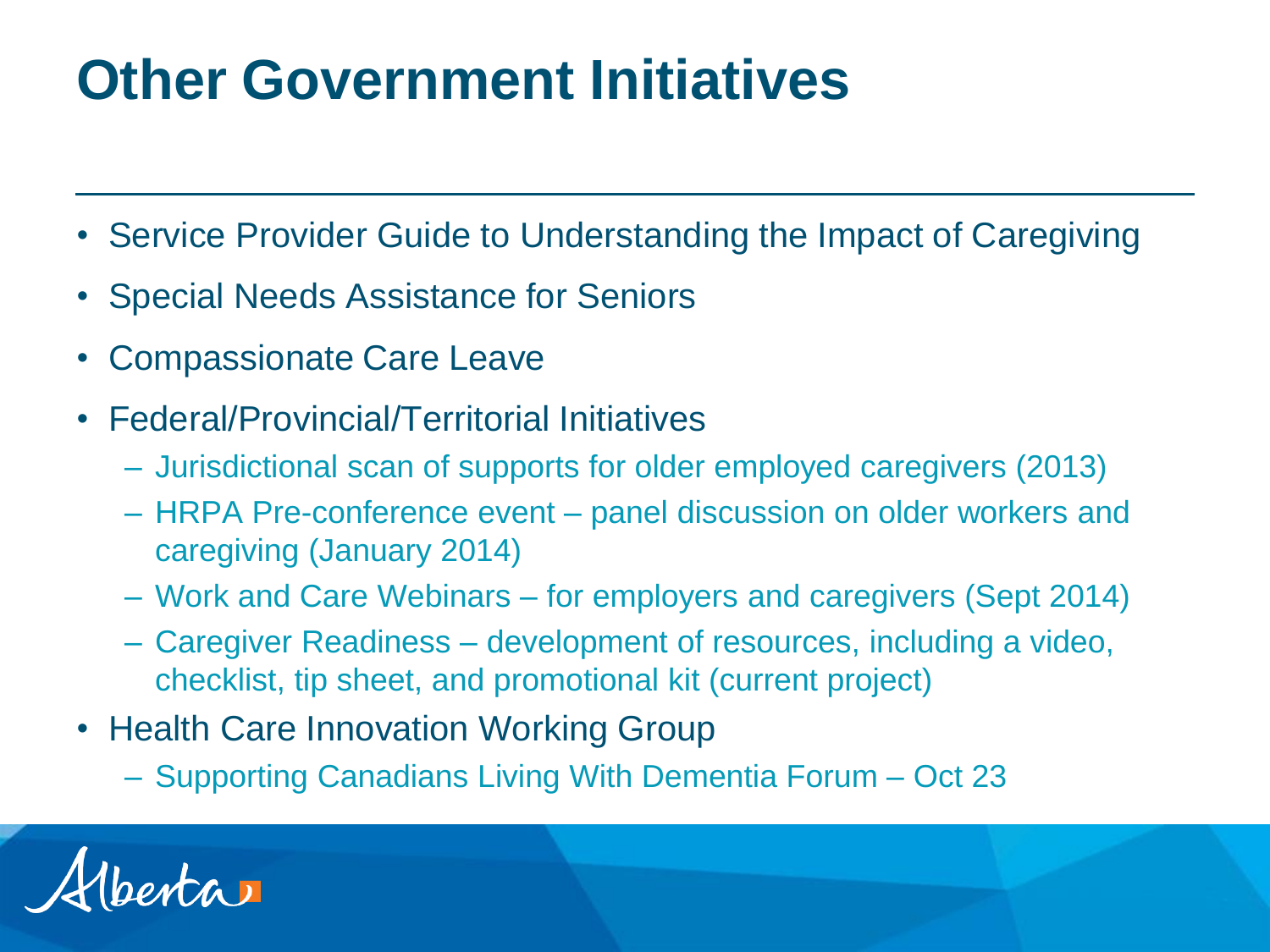# Other Government Initiatives

- Service Provider Guide to Understanding the Impact of Caregiving
- Special Needs Assistance for Seniors
- Compassionate Care Leave
- Federal/Provincial/Territorial Initiatives
  - Jurisdictional scan of supports for older employed caregivers (2013)
  - HRPA Pre-conference event – panel discussion on older workers and caregiving (January 2014)
  - Work and Care Webinars – for employers and caregivers (Sept 2014)
  - Caregiver Readiness – development of resources, including a video, checklist, tip sheet, and promotional kit (current project)
- Health Care Innovation Working Group
  - Supporting Canadians Living With Dementia Forum – Oct 23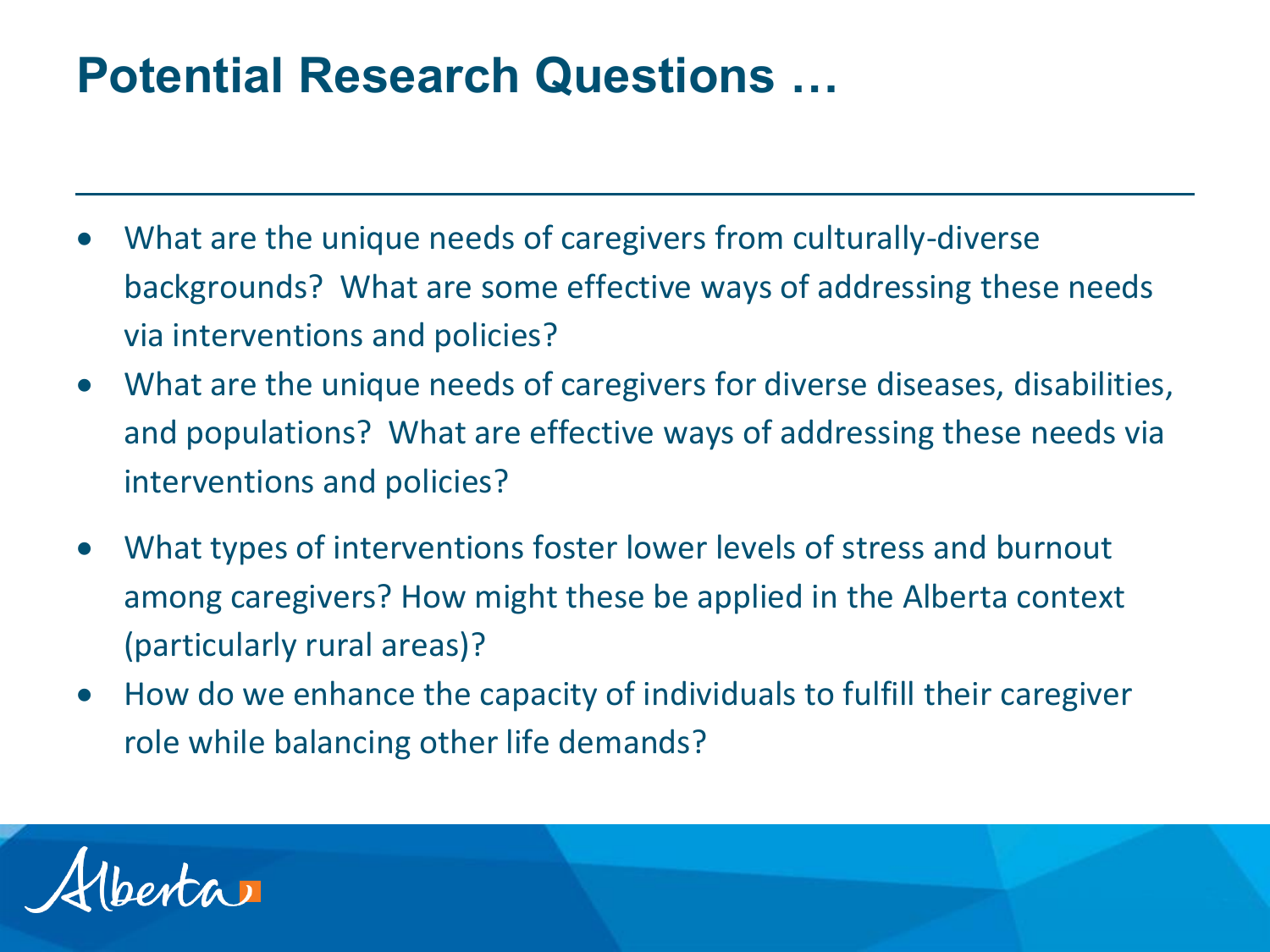# Potential Research Questions …

- What are the unique needs of caregivers from culturally-diverse backgrounds? What are some effective ways of addressing these needs via interventions and policies?
- What are the unique needs of caregivers for diverse diseases, disabilities, and populations? What are effective ways of addressing these needs via interventions and policies?
- What types of interventions foster lower levels of stress and burnout among caregivers? How might these be applied in the Alberta context (particularly rural areas)?
- How do we enhance the capacity of individuals to fulfill their caregiver role while balancing other life demands?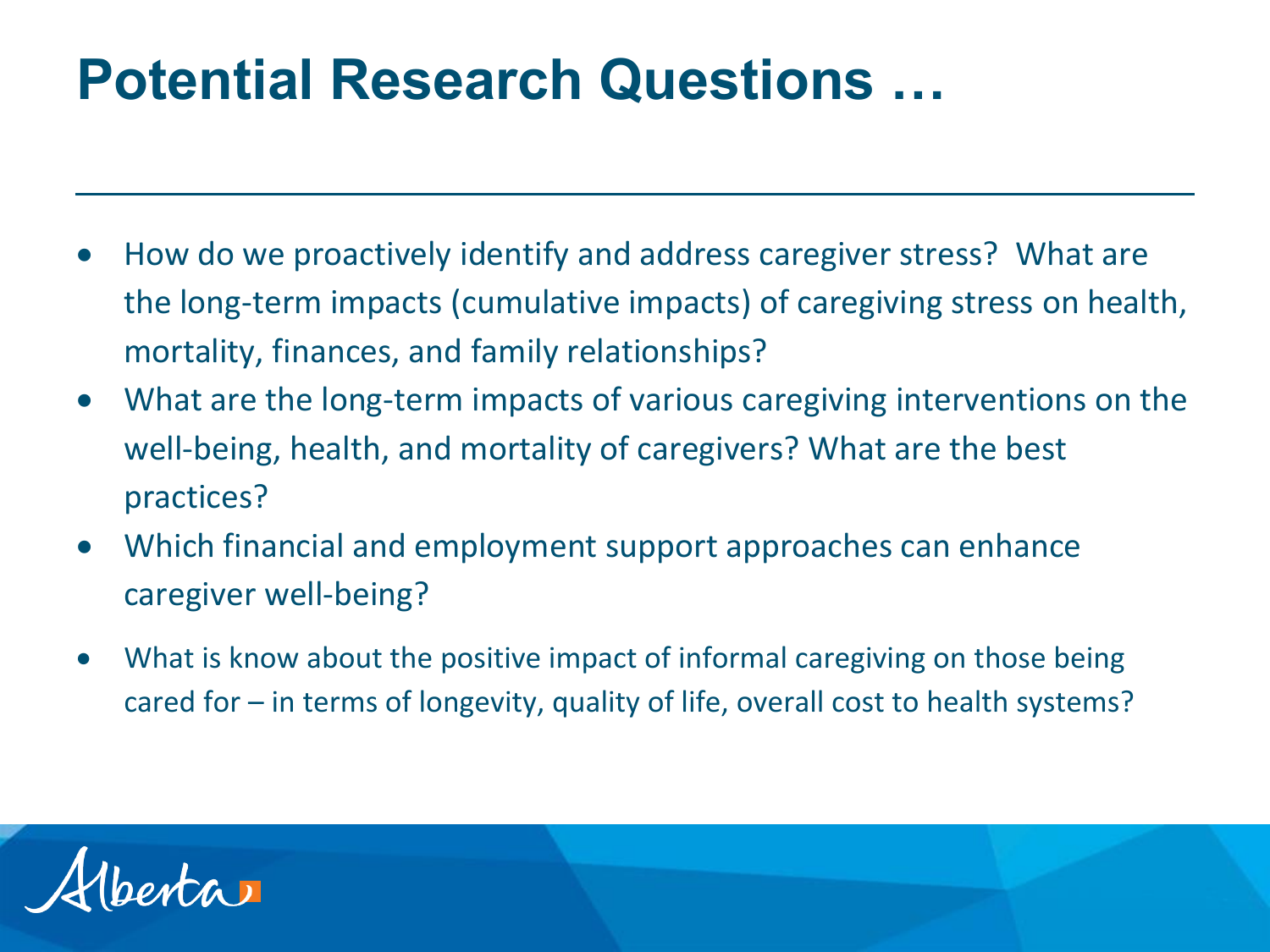# Potential Research Questions …

- How do we proactively identify and address caregiver stress? What are the long-term impacts (cumulative impacts) of caregiving stress on health, mortality, finances, and family relationships?
- What are the long-term impacts of various caregiving interventions on the well-being, health, and mortality of caregivers? What are the best practices?
- Which financial and employment support approaches can enhance caregiver well-being?
- What is know about the positive impact of informal caregiving on those being cared for – in terms of longevity, quality of life, overall cost to health systems?